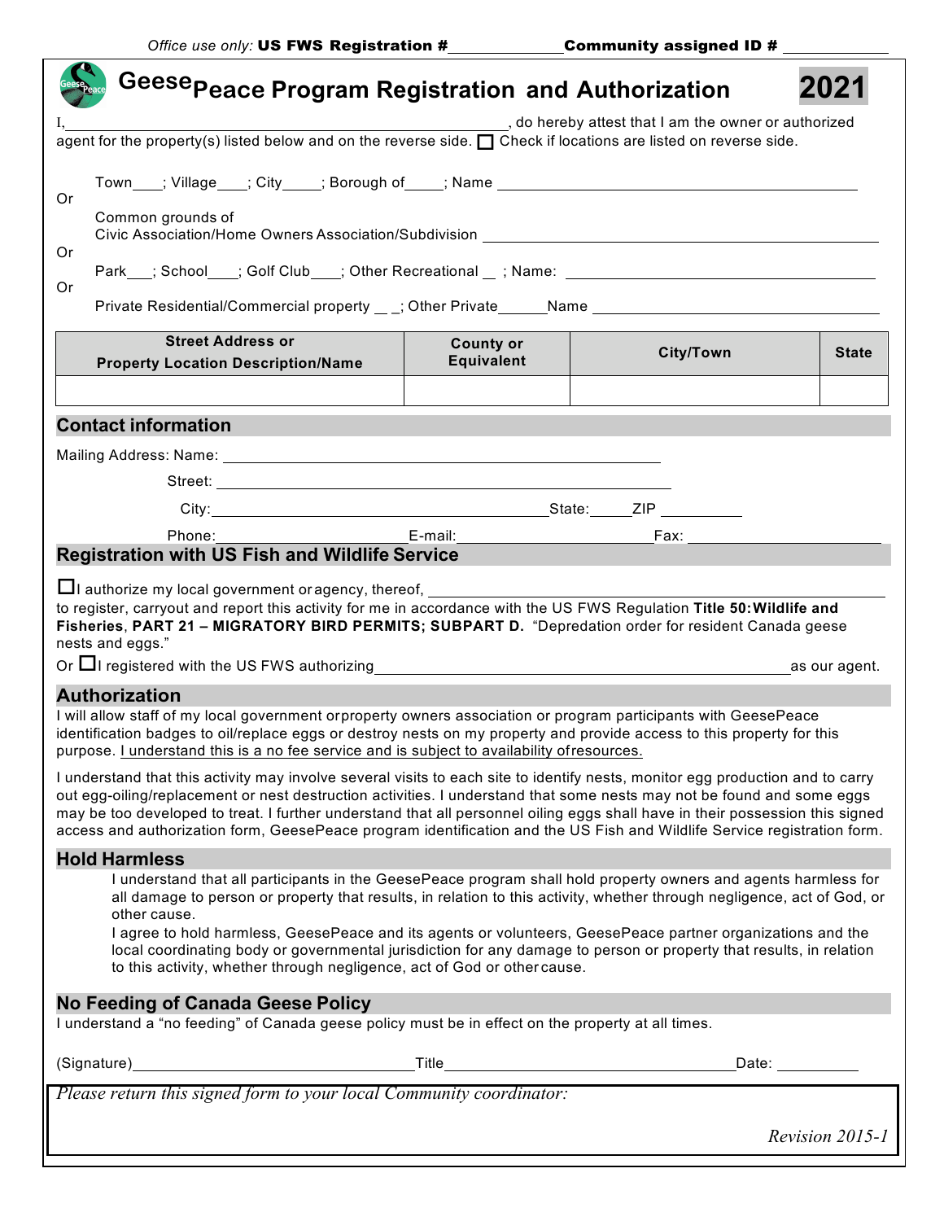*Office use only:* **US FWS Registration #**\_\_\_\_\_\_\_\_\_\_\_\_\_\_ **Community assigned ID #** \_\_\_\_\_\_\_\_\_\_\_\_

# GeesePeace Program Registration and Authorization **2021**

I, \_\_\_\_\_\_\_\_\_\_\_\_\_\_\_\_\_\_\_\_\_\_\_\_\_\_\_\_\_\_\_\_\_\_\_\_\_\_\_\_\_\_\_\_\_\_\_\_\_\_\_\_, do hereby attest that I am the owner or authorized agent for the property(s) listed below and on the reverse side. ☐ Check if locations are listed on reverse side.

Town\_\_\_\_; Village\_\_\_\_; City\_\_\_\_\_; Borough of\_\_\_\_\_; Name \_\_\_\_\_\_\_\_\_\_\_\_\_\_\_\_\_\_\_\_\_\_\_\_\_\_\_\_\_\_\_\_\_\_\_\_\_\_\_\_\_\_\_\_

Or

Common grounds of
Civic Association/Home Owners Association/Subdivision \_\_\_\_\_\_\_\_\_\_\_\_\_\_\_\_\_\_\_\_\_\_\_\_\_\_\_\_\_\_\_\_\_\_\_\_\_\_\_\_\_\_\_\_\_\_\_\_

Or

Park\_\_\_; School\_\_\_\_; Golf Club\_\_\_\_; Other Recreational \_\_ ; Name: \_\_\_\_\_\_\_\_\_\_\_\_\_\_\_\_\_\_\_\_\_\_\_\_\_\_\_\_\_\_\_\_\_\_\_\_\_\_\_\_\_\_

Or

Private Residential/Commercial property \_\_ \_; Other Private\_\_\_\_\_\_Name \_\_\_\_\_\_\_\_\_\_\_\_\_\_\_\_\_\_\_\_\_\_\_\_\_\_\_\_\_\_\_\_\_\_\_\_\_\_\_\_

| Street Address or Property Location Description/Name | County or Equivalent | City/Town | State |
|---|---|---|---|
| | | | |

## Contact information

Mailing Address: Name: \_\_\_\_\_\_\_\_\_\_\_\_\_\_\_\_\_\_\_\_\_\_\_\_\_\_\_\_\_\_\_\_\_\_\_\_\_\_\_\_\_\_\_\_\_\_\_\_\_\_\_\_\_\_\_\_

Street: \_\_\_\_\_\_\_\_\_\_\_\_\_\_\_\_\_\_\_\_\_\_\_\_\_\_\_\_\_\_\_\_\_\_\_\_\_\_\_\_\_\_\_\_\_\_\_\_\_\_\_\_\_\_\_\_\_\_\_

City: \_\_\_\_\_\_\_\_\_\_\_\_\_\_\_\_\_\_\_\_\_\_\_\_\_\_\_\_\_\_\_\_\_\_\_\_\_\_\_\_\_\_\_\_\_State:\_\_\_\_\_ZIP \_\_\_\_\_\_\_\_\_\_

Phone:\_\_\_\_\_\_\_\_\_\_\_\_\_\_\_\_\_\_\_\_\_\_\_\_\_\_E-mail:\_\_\_\_\_\_\_\_\_\_\_\_\_\_\_\_\_\_\_\_\_\_\_\_\_\_Fax: \_\_\_\_\_\_\_\_\_\_\_\_\_\_\_\_\_\_\_\_\_\_\_\_\_\_

## Registration with US Fish and Wildlife Service

☐ I authorize my local government or agency, thereof, \_\_\_\_\_\_\_\_\_\_\_\_\_\_\_\_\_\_\_\_\_\_\_\_\_\_\_\_\_\_\_\_\_\_\_\_\_\_\_\_\_\_\_\_\_\_\_\_\_\_\_\_\_\_\_\_ to register, carryout and report this activity for me in accordance with the US FWS Regulation **Title 50: Wildlife and Fisheries**, **PART 21 – MIGRATORY BIRD PERMITS; SUBPART D.** "Depredation order for resident Canada geese nests and eggs."

Or ☐ I registered with the US FWS authorizing\_\_\_\_\_\_\_\_\_\_\_\_\_\_\_\_\_\_\_\_\_\_\_\_\_\_\_\_\_\_\_\_\_\_\_\_\_\_\_\_\_\_\_\_\_\_\_\_\_\_\_\_\_\_\_\_as our agent.

## Authorization

I will allow staff of my local government or property owners association or program participants with GeesePeace identification badges to oil/replace eggs or destroy nests on my property and provide access to this property for this purpose. <u>I understand this is a no fee service and is subject to availability of resources.</u>

I understand that this activity may involve several visits to each site to identify nests, monitor egg production and to carry out egg-oiling/replacement or nest destruction activities. I understand that some nests may not be found and some eggs may be too developed to treat. I further understand that all personnel oiling eggs shall have in their possession this signed access and authorization form, GeesePeace program identification and the US Fish and Wildlife Service registration form.

## Hold Harmless

I understand that all participants in the GeesePeace program shall hold property owners and agents harmless for all damage to person or property that results, in relation to this activity, whether through negligence, act of God, or other cause.

I agree to hold harmless, GeesePeace and its agents or volunteers, GeesePeace partner organizations and the local coordinating body or governmental jurisdiction for any damage to person or property that results, in relation to this activity, whether through negligence, act of God or other cause.

## No Feeding of Canada Geese Policy

I understand a "no feeding" of Canada geese policy must be in effect on the property at all times.

(Signature)\_\_\_\_\_\_\_\_\_\_\_\_\_\_\_\_\_\_\_\_\_\_\_\_\_\_\_\_\_\_\_\_\_\_\_Title\_\_\_\_\_\_\_\_\_\_\_\_\_\_\_\_\_\_\_\_\_\_\_\_\_\_\_\_\_\_\_\_\_\_\_\_\_Date: \_\_\_\_\_\_\_\_\_\_

*Please return this signed form to your local Community coordinator:*

*Revision 2015-1*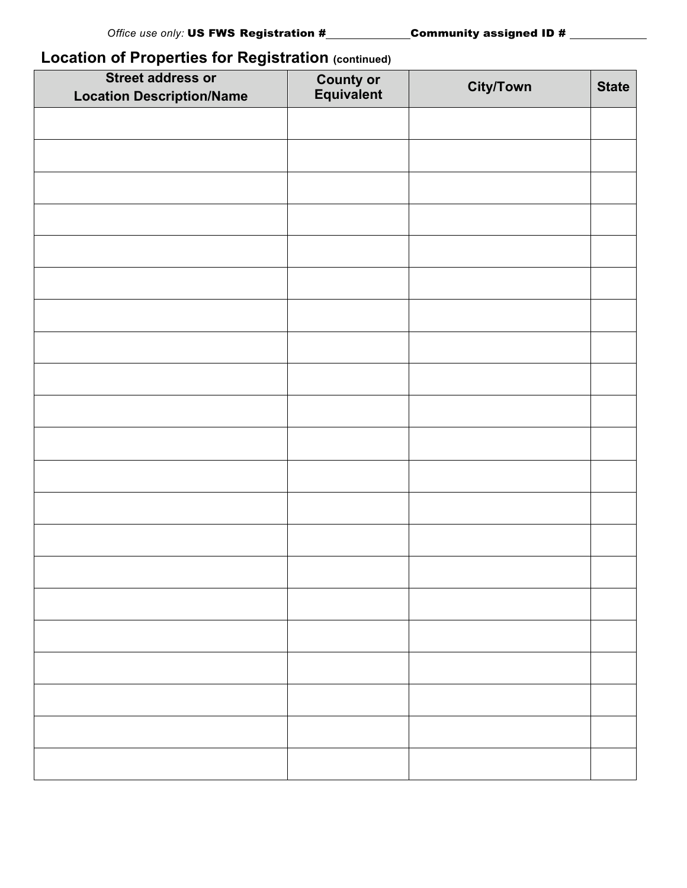*Office use only:* **US FWS Registration #**\_\_\_\_\_\_\_\_\_\_\_\_\_\_**Community assigned ID #** \_\_\_\_\_\_\_\_\_\_\_\_\_

## Location of Properties for Registration (continued)

| Street address or Location Description/Name | County or Equivalent | City/Town | State |
|---|---|---|---|
| | | | |
| | | | |
| | | | |
| | | | |
| | | | |
| | | | |
| | | | |
| | | | |
| | | | |
| | | | |
| | | | |
| | | | |
| | | | |
| | | | |
| | | | |
| | | | |
| | | | |
| | | | |
| | | | |
| | | | |
| | | | |